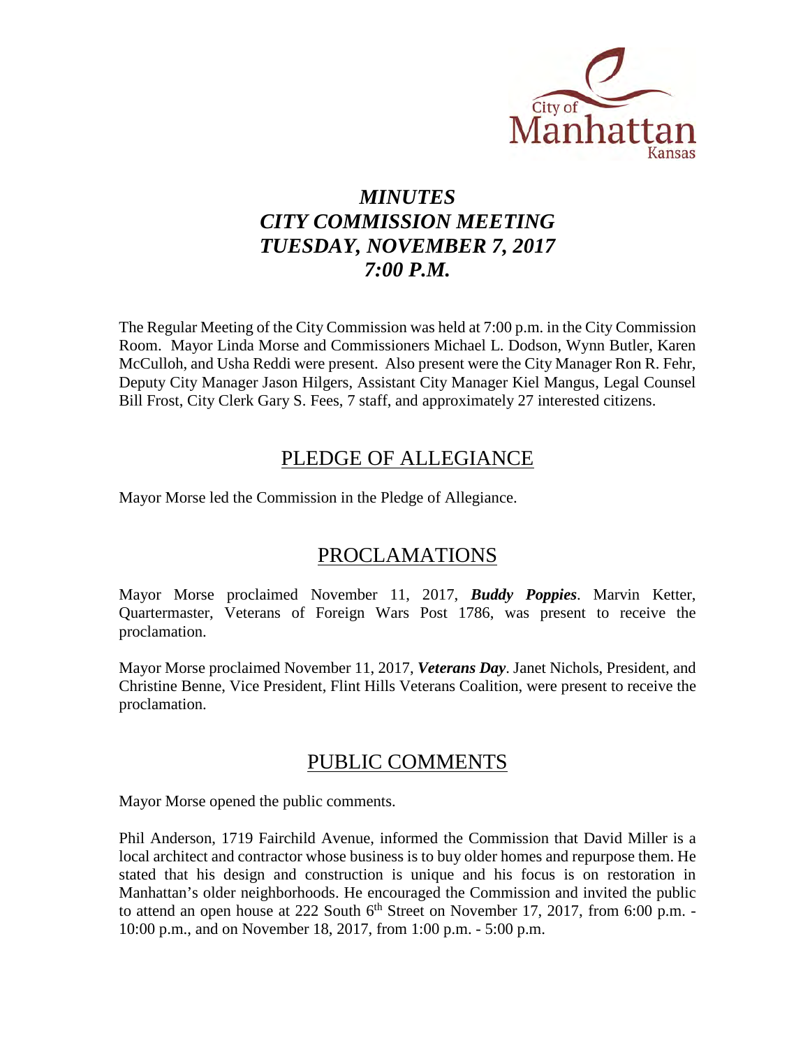City of Manhattan Kansas

# *MINUTES*
# *CITY COMMISSION MEETING*
# *TUESDAY, NOVEMBER 7, 2017*
# *7:00 P.M.*

The Regular Meeting of the City Commission was held at 7:00 p.m. in the City Commission Room. Mayor Linda Morse and Commissioners Michael L. Dodson, Wynn Butler, Karen McCulloh, and Usha Reddi were present. Also present were the City Manager Ron R. Fehr, Deputy City Manager Jason Hilgers, Assistant City Manager Kiel Mangus, Legal Counsel Bill Frost, City Clerk Gary S. Fees, 7 staff, and approximately 27 interested citizens.

## PLEDGE OF ALLEGIANCE

Mayor Morse led the Commission in the Pledge of Allegiance.

## PROCLAMATIONS

Mayor Morse proclaimed November 11, 2017, ***Buddy Poppies***. Marvin Ketter, Quartermaster, Veterans of Foreign Wars Post 1786, was present to receive the proclamation.

Mayor Morse proclaimed November 11, 2017, ***Veterans Day***. Janet Nichols, President, and Christine Benne, Vice President, Flint Hills Veterans Coalition, were present to receive the proclamation.

## PUBLIC COMMENTS

Mayor Morse opened the public comments.

Phil Anderson, 1719 Fairchild Avenue, informed the Commission that David Miller is a local architect and contractor whose business is to buy older homes and repurpose them. He stated that his design and construction is unique and his focus is on restoration in Manhattan's older neighborhoods. He encouraged the Commission and invited the public to attend an open house at 222 South 6th Street on November 17, 2017, from 6:00 p.m. - 10:00 p.m., and on November 18, 2017, from 1:00 p.m. - 5:00 p.m.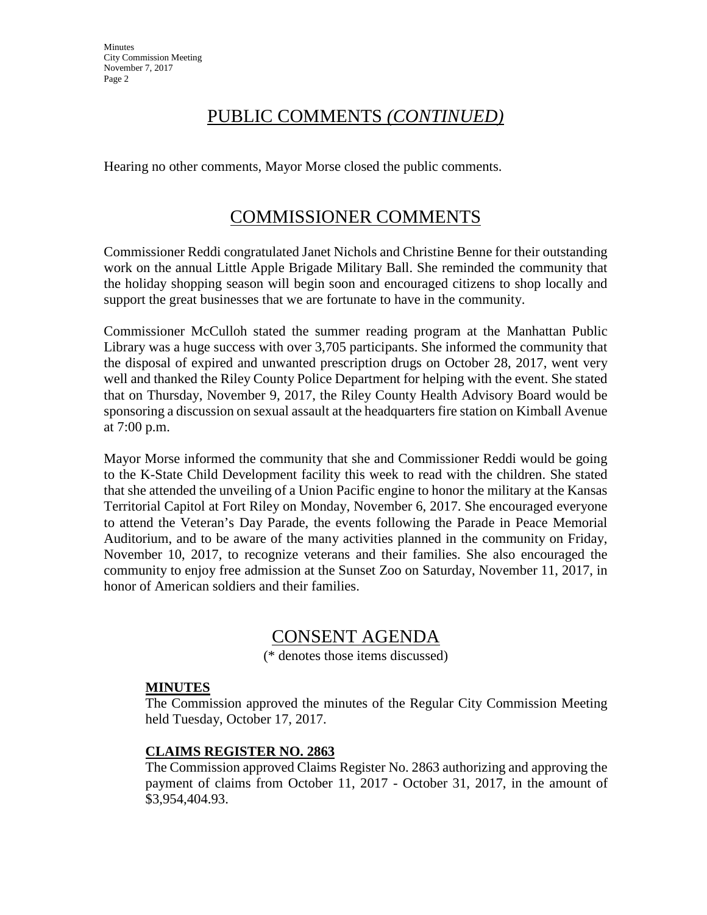## PUBLIC COMMENTS *(CONTINUED)*

Hearing no other comments, Mayor Morse closed the public comments.

## COMMISSIONER COMMENTS

Commissioner Reddi congratulated Janet Nichols and Christine Benne for their outstanding work on the annual Little Apple Brigade Military Ball. She reminded the community that the holiday shopping season will begin soon and encouraged citizens to shop locally and support the great businesses that we are fortunate to have in the community.

Commissioner McCulloh stated the summer reading program at the Manhattan Public Library was a huge success with over 3,705 participants. She informed the community that the disposal of expired and unwanted prescription drugs on October 28, 2017, went very well and thanked the Riley County Police Department for helping with the event. She stated that on Thursday, November 9, 2017, the Riley County Health Advisory Board would be sponsoring a discussion on sexual assault at the headquarters fire station on Kimball Avenue at 7:00 p.m.

Mayor Morse informed the community that she and Commissioner Reddi would be going to the K-State Child Development facility this week to read with the children. She stated that she attended the unveiling of a Union Pacific engine to honor the military at the Kansas Territorial Capitol at Fort Riley on Monday, November 6, 2017. She encouraged everyone to attend the Veteran's Day Parade, the events following the Parade in Peace Memorial Auditorium, and to be aware of the many activities planned in the community on Friday, November 10, 2017, to recognize veterans and their families. She also encouraged the community to enjoy free admission at the Sunset Zoo on Saturday, November 11, 2017, in honor of American soldiers and their families.

## CONSENT AGENDA

(* denotes those items discussed)

**MINUTES**

The Commission approved the minutes of the Regular City Commission Meeting held Tuesday, October 17, 2017.

**CLAIMS REGISTER NO. 2863**

The Commission approved Claims Register No. 2863 authorizing and approving the payment of claims from October 11, 2017 - October 31, 2017, in the amount of $3,954,404.93.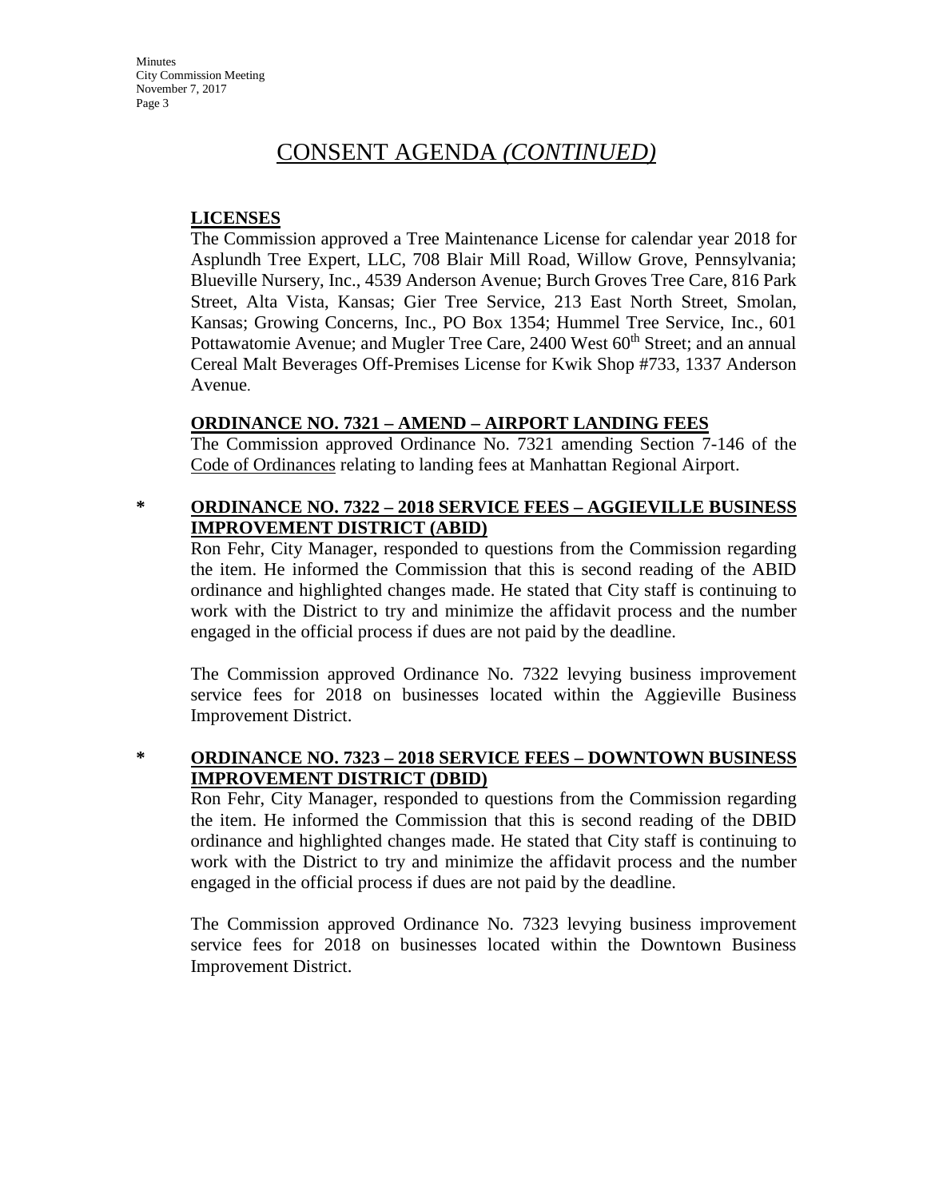# CONSENT AGENDA *(CONTINUED)*

**LICENSES**

The Commission approved a Tree Maintenance License for calendar year 2018 for Asplundh Tree Expert, LLC, 708 Blair Mill Road, Willow Grove, Pennsylvania; Blueville Nursery, Inc., 4539 Anderson Avenue; Burch Groves Tree Care, 816 Park Street, Alta Vista, Kansas; Gier Tree Service, 213 East North Street, Smolan, Kansas; Growing Concerns, Inc., PO Box 1354; Hummel Tree Service, Inc., 601 Pottawatomie Avenue; and Mugler Tree Care, 2400 West 60th Street; and an annual Cereal Malt Beverages Off-Premises License for Kwik Shop #733, 1337 Anderson Avenue.

**ORDINANCE NO. 7321 – AMEND – AIRPORT LANDING FEES**

The Commission approved Ordinance No. 7321 amending Section 7-146 of the Code of Ordinances relating to landing fees at Manhattan Regional Airport.

\* **ORDINANCE NO. 7322 – 2018 SERVICE FEES – AGGIEVILLE BUSINESS IMPROVEMENT DISTRICT (ABID)**

Ron Fehr, City Manager, responded to questions from the Commission regarding the item. He informed the Commission that this is second reading of the ABID ordinance and highlighted changes made. He stated that City staff is continuing to work with the District to try and minimize the affidavit process and the number engaged in the official process if dues are not paid by the deadline.

The Commission approved Ordinance No. 7322 levying business improvement service fees for 2018 on businesses located within the Aggieville Business Improvement District.

\* **ORDINANCE NO. 7323 – 2018 SERVICE FEES – DOWNTOWN BUSINESS IMPROVEMENT DISTRICT (DBID)**

Ron Fehr, City Manager, responded to questions from the Commission regarding the item. He informed the Commission that this is second reading of the DBID ordinance and highlighted changes made. He stated that City staff is continuing to work with the District to try and minimize the affidavit process and the number engaged in the official process if dues are not paid by the deadline.

The Commission approved Ordinance No. 7323 levying business improvement service fees for 2018 on businesses located within the Downtown Business Improvement District.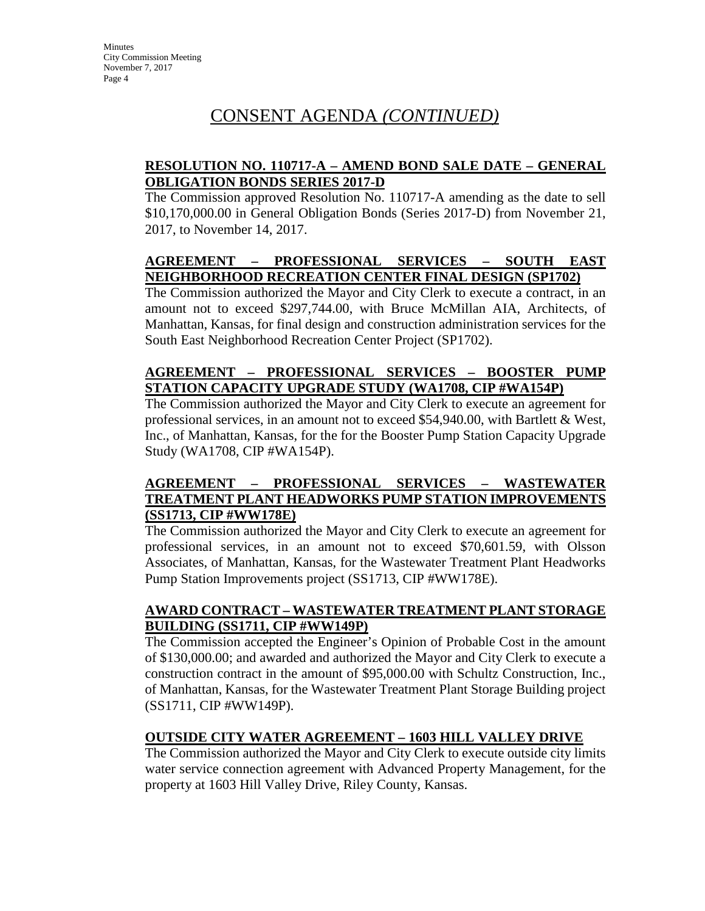# CONSENT AGENDA *(CONTINUED)*

**RESOLUTION NO. 110717-A – AMEND BOND SALE DATE – GENERAL OBLIGATION BONDS SERIES 2017-D**

The Commission approved Resolution No. 110717-A amending as the date to sell $10,170,000.00 in General Obligation Bonds (Series 2017-D) from November 21, 2017, to November 14, 2017.

**AGREEMENT – PROFESSIONAL SERVICES – SOUTH EAST NEIGHBORHOOD RECREATION CENTER FINAL DESIGN (SP1702)**

The Commission authorized the Mayor and City Clerk to execute a contract, in an amount not to exceed $297,744.00, with Bruce McMillan AIA, Architects, of Manhattan, Kansas, for final design and construction administration services for the South East Neighborhood Recreation Center Project (SP1702).

**AGREEMENT – PROFESSIONAL SERVICES – BOOSTER PUMP STATION CAPACITY UPGRADE STUDY (WA1708, CIP #WA154P)**

The Commission authorized the Mayor and City Clerk to execute an agreement for professional services, in an amount not to exceed $54,940.00, with Bartlett & West, Inc., of Manhattan, Kansas, for the for the Booster Pump Station Capacity Upgrade Study (WA1708, CIP #WA154P).

**AGREEMENT – PROFESSIONAL SERVICES – WASTEWATER TREATMENT PLANT HEADWORKS PUMP STATION IMPROVEMENTS (SS1713, CIP #WW178E)**

The Commission authorized the Mayor and City Clerk to execute an agreement for professional services, in an amount not to exceed $70,601.59, with Olsson Associates, of Manhattan, Kansas, for the Wastewater Treatment Plant Headworks Pump Station Improvements project (SS1713, CIP #WW178E).

**AWARD CONTRACT – WASTEWATER TREATMENT PLANT STORAGE BUILDING (SS1711, CIP #WW149P)**

The Commission accepted the Engineer's Opinion of Probable Cost in the amount of $130,000.00; and awarded and authorized the Mayor and City Clerk to execute a construction contract in the amount of $95,000.00 with Schultz Construction, Inc., of Manhattan, Kansas, for the Wastewater Treatment Plant Storage Building project (SS1711, CIP #WW149P).

**OUTSIDE CITY WATER AGREEMENT – 1603 HILL VALLEY DRIVE**

The Commission authorized the Mayor and City Clerk to execute outside city limits water service connection agreement with Advanced Property Management, for the property at 1603 Hill Valley Drive, Riley County, Kansas.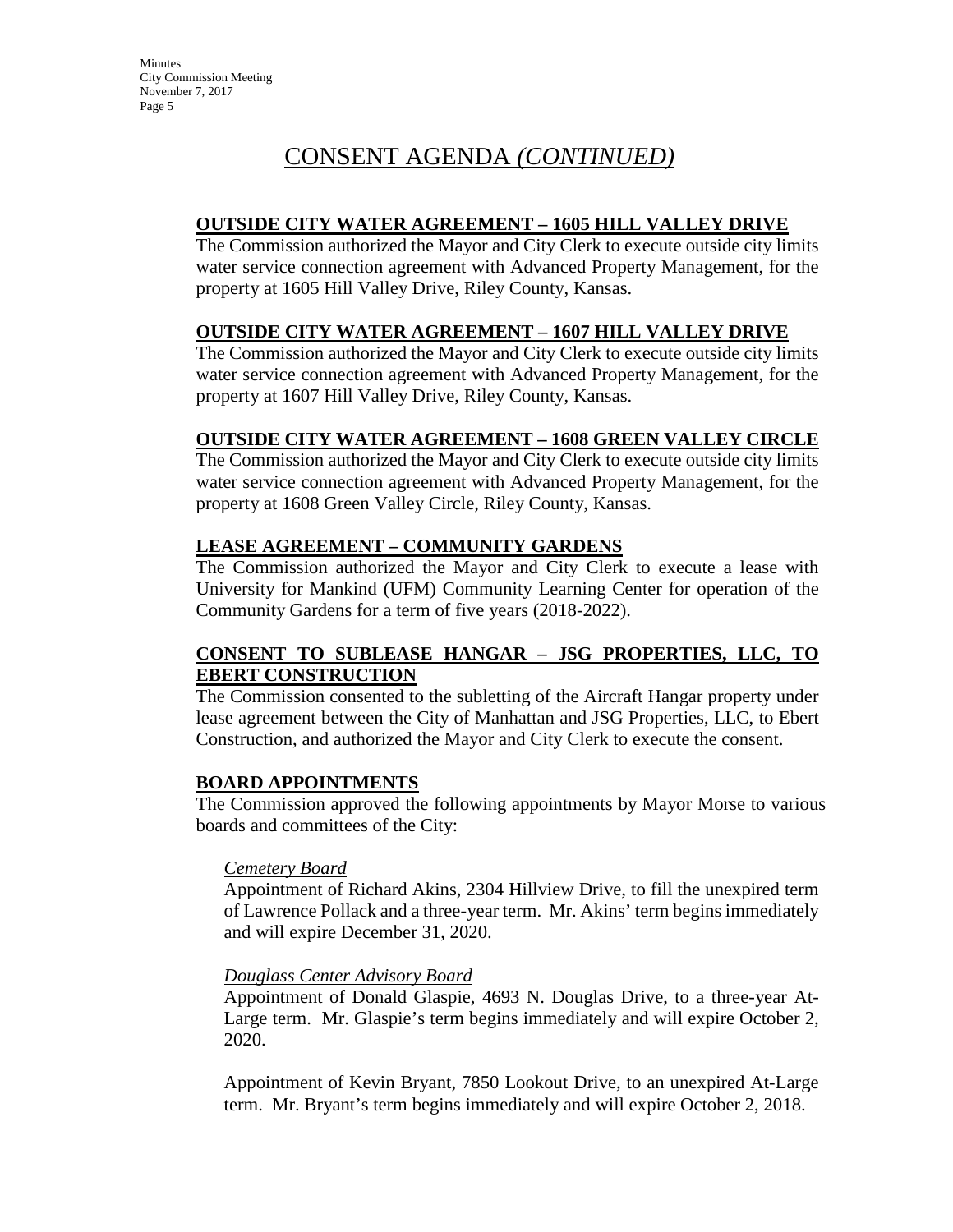# CONSENT AGENDA *(CONTINUED)*

**OUTSIDE CITY WATER AGREEMENT – 1605 HILL VALLEY DRIVE**

The Commission authorized the Mayor and City Clerk to execute outside city limits water service connection agreement with Advanced Property Management, for the property at 1605 Hill Valley Drive, Riley County, Kansas.

**OUTSIDE CITY WATER AGREEMENT – 1607 HILL VALLEY DRIVE**

The Commission authorized the Mayor and City Clerk to execute outside city limits water service connection agreement with Advanced Property Management, for the property at 1607 Hill Valley Drive, Riley County, Kansas.

**OUTSIDE CITY WATER AGREEMENT – 1608 GREEN VALLEY CIRCLE**

The Commission authorized the Mayor and City Clerk to execute outside city limits water service connection agreement with Advanced Property Management, for the property at 1608 Green Valley Circle, Riley County, Kansas.

**LEASE AGREEMENT – COMMUNITY GARDENS**

The Commission authorized the Mayor and City Clerk to execute a lease with University for Mankind (UFM) Community Learning Center for operation of the Community Gardens for a term of five years (2018-2022).

**CONSENT TO SUBLEASE HANGAR – JSG PROPERTIES, LLC, TO EBERT CONSTRUCTION**

The Commission consented to the subletting of the Aircraft Hangar property under lease agreement between the City of Manhattan and JSG Properties, LLC, to Ebert Construction, and authorized the Mayor and City Clerk to execute the consent.

**BOARD APPOINTMENTS**

The Commission approved the following appointments by Mayor Morse to various boards and committees of the City:

*Cemetery Board*

Appointment of Richard Akins, 2304 Hillview Drive, to fill the unexpired term of Lawrence Pollack and a three-year term. Mr. Akins' term begins immediately and will expire December 31, 2020.

*Douglass Center Advisory Board*

Appointment of Donald Glaspie, 4693 N. Douglas Drive, to a three-year At-Large term. Mr. Glaspie's term begins immediately and will expire October 2, 2020.

Appointment of Kevin Bryant, 7850 Lookout Drive, to an unexpired At-Large term. Mr. Bryant's term begins immediately and will expire October 2, 2018.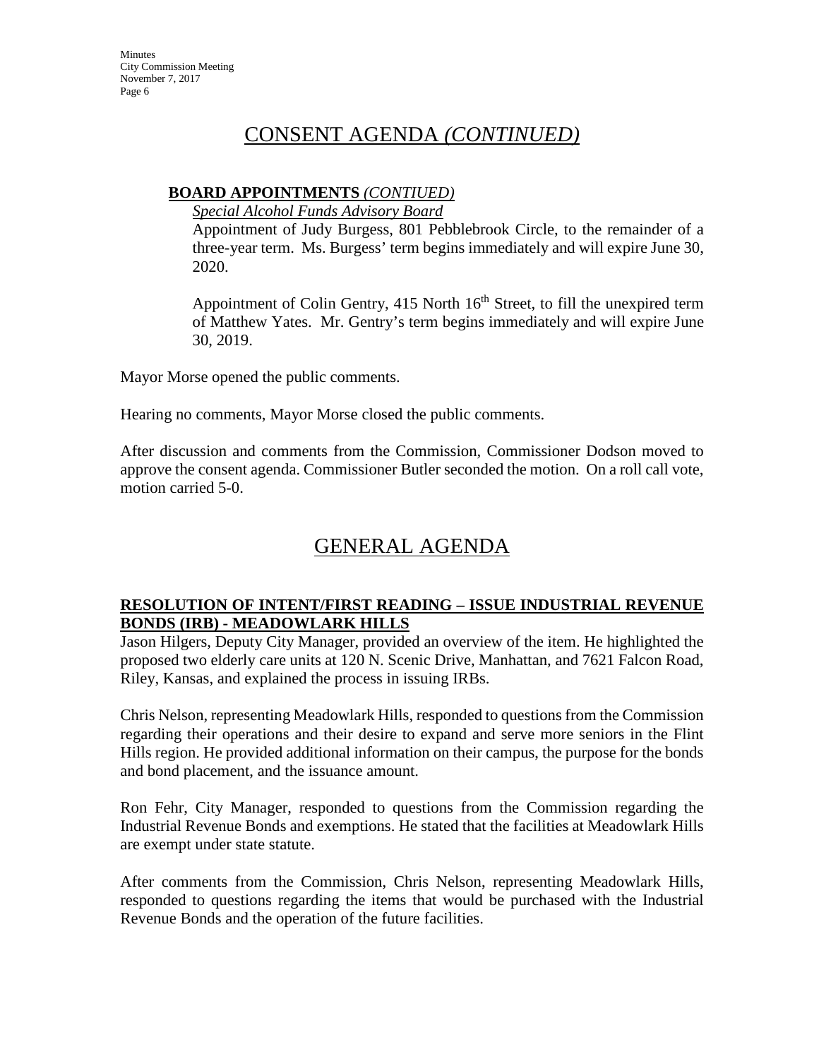# CONSENT AGENDA *(CONTINUED)*

**BOARD APPOINTMENTS** *(CONTIUED)*

*Special Alcohol Funds Advisory Board*

Appointment of Judy Burgess, 801 Pebblebrook Circle, to the remainder of a three-year term. Ms. Burgess' term begins immediately and will expire June 30, 2020.

Appointment of Colin Gentry, 415 North 16th Street, to fill the unexpired term of Matthew Yates. Mr. Gentry's term begins immediately and will expire June 30, 2019.

Mayor Morse opened the public comments.

Hearing no comments, Mayor Morse closed the public comments.

After discussion and comments from the Commission, Commissioner Dodson moved to approve the consent agenda. Commissioner Butler seconded the motion. On a roll call vote, motion carried 5-0.

# GENERAL AGENDA

**RESOLUTION OF INTENT/FIRST READING – ISSUE INDUSTRIAL REVENUE BONDS (IRB) - MEADOWLARK HILLS**

Jason Hilgers, Deputy City Manager, provided an overview of the item. He highlighted the proposed two elderly care units at 120 N. Scenic Drive, Manhattan, and 7621 Falcon Road, Riley, Kansas, and explained the process in issuing IRBs.

Chris Nelson, representing Meadowlark Hills, responded to questions from the Commission regarding their operations and their desire to expand and serve more seniors in the Flint Hills region. He provided additional information on their campus, the purpose for the bonds and bond placement, and the issuance amount.

Ron Fehr, City Manager, responded to questions from the Commission regarding the Industrial Revenue Bonds and exemptions. He stated that the facilities at Meadowlark Hills are exempt under state statute.

After comments from the Commission, Chris Nelson, representing Meadowlark Hills, responded to questions regarding the items that would be purchased with the Industrial Revenue Bonds and the operation of the future facilities.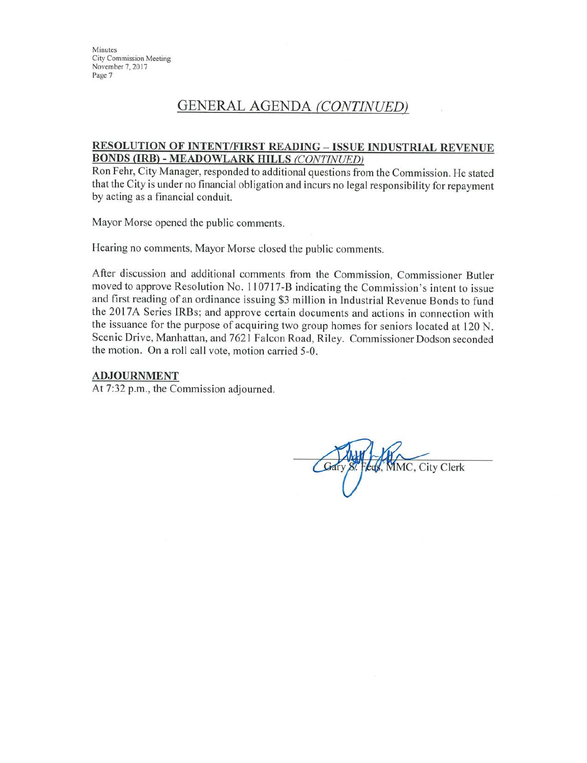## GENERAL AGENDA *(CONTINUED)*

**RESOLUTION OF INTENT/FIRST READING – ISSUE INDUSTRIAL REVENUE BONDS (IRB) - MEADOWLARK HILLS *(CONTINUED)***

Ron Fehr, City Manager, responded to additional questions from the Commission. He stated that the City is under no financial obligation and incurs no legal responsibility for repayment by acting as a financial conduit.

Mayor Morse opened the public comments.

Hearing no comments, Mayor Morse closed the public comments.

After discussion and additional comments from the Commission, Commissioner Butler moved to approve Resolution No. 110717-B indicating the Commission's intent to issue and first reading of an ordinance issuing $3 million in Industrial Revenue Bonds to fund the 2017A Series IRBs; and approve certain documents and actions in connection with the issuance for the purpose of acquiring two group homes for seniors located at 120 N. Scenic Drive, Manhattan, and 7621 Falcon Road, Riley. Commissioner Dodson seconded the motion. On a roll call vote, motion carried 5-0.

**ADJOURNMENT**

At 7:32 p.m., the Commission adjourned.

Gary S. Fees, MMC, City Clerk